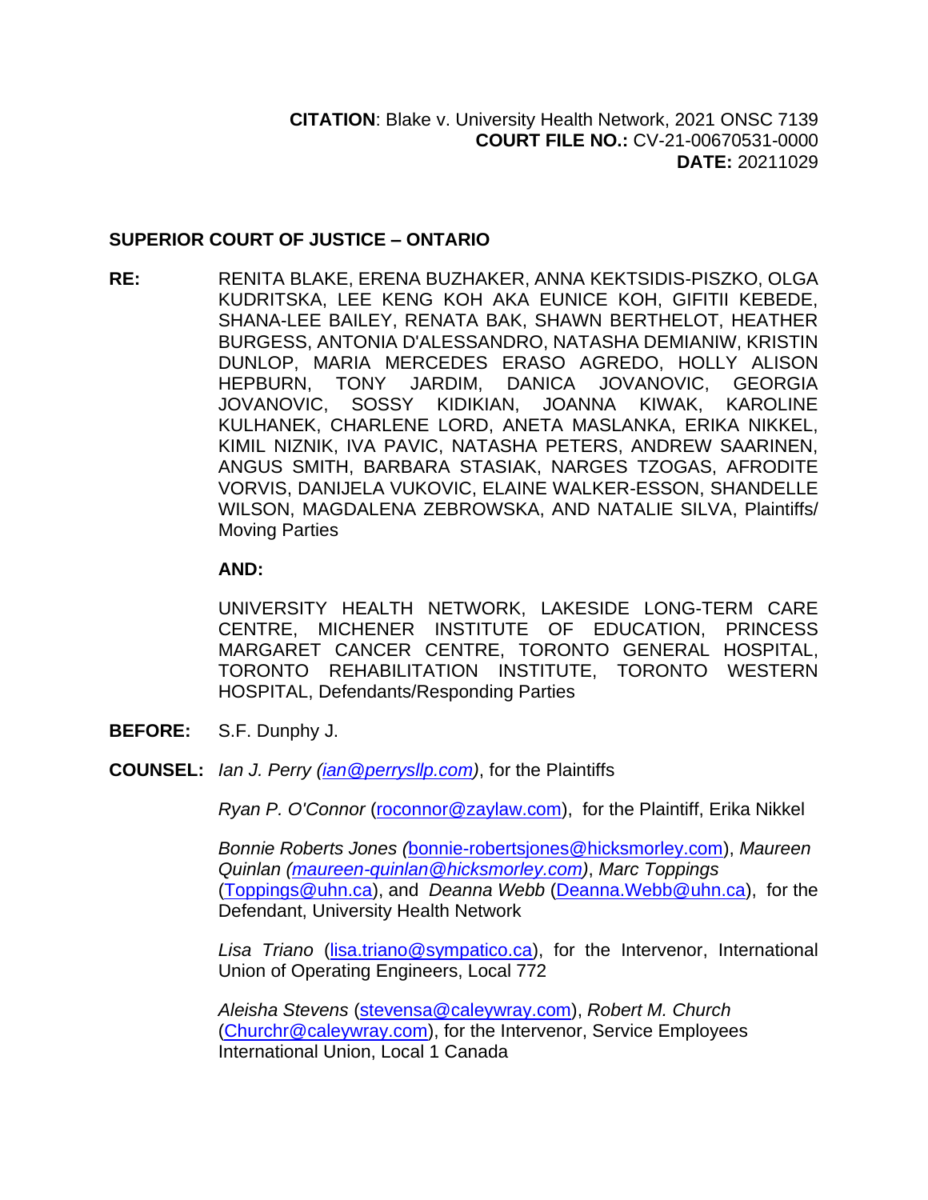**CITATION**: Blake v. University Health Network, 2021 ONSC 7139
**COURT FILE NO.:** CV-21-00670531-0000
**DATE:** 20211029

**SUPERIOR COURT OF JUSTICE – ONTARIO**

**RE:** RENITA BLAKE, ERENA BUZHAKER, ANNA KEKTSIDIS-PISZKO, OLGA KUDRITSKA, LEE KENG KOH AKA EUNICE KOH, GIFITII KEBEDE, SHANA-LEE BAILEY, RENATA BAK, SHAWN BERTHELOT, HEATHER BURGESS, ANTONIA D'ALESSANDRO, NATASHA DEMIANIW, KRISTIN DUNLOP, MARIA MERCEDES ERASO AGREDO, HOLLY ALISON HEPBURN, TONY JARDIM, DANICA JOVANOVIC, GEORGIA JOVANOVIC, SOSSY KIDIKIAN, JOANNA KIWAK, KAROLINE KULHANEK, CHARLENE LORD, ANETA MASLANKA, ERIKA NIKKEL, KIMIL NIZNIK, IVA PAVIC, NATASHA PETERS, ANDREW SAARINEN, ANGUS SMITH, BARBARA STASIAK, NARGES TZOGAS, AFRODITE VORVIS, DANIJELA VUKOVIC, ELAINE WALKER-ESSON, SHANDELLE WILSON, MAGDALENA ZEBROWSKA, AND NATALIE SILVA, Plaintiffs/ Moving Parties

**AND:**

UNIVERSITY HEALTH NETWORK, LAKESIDE LONG-TERM CARE CENTRE, MICHENER INSTITUTE OF EDUCATION, PRINCESS MARGARET CANCER CENTRE, TORONTO GENERAL HOSPITAL, TORONTO REHABILITATION INSTITUTE, TORONTO WESTERN HOSPITAL, Defendants/Responding Parties

**BEFORE:** S.F. Dunphy J.

**COUNSEL:** *Ian J. Perry (ian@perrysllp.com)*, for the Plaintiffs

*Ryan P. O'Connor* (roconnor@zaylaw.com), for the Plaintiff, Erika Nikkel

*Bonnie Roberts Jones* (bonnie-robertsjones@hicksmorley.com), *Maureen Quinlan (maureen-quinlan@hicksmorley.com)*, *Marc Toppings* (Toppings@uhn.ca), and *Deanna Webb* (Deanna.Webb@uhn.ca), for the Defendant, University Health Network

*Lisa Triano* (lisa.triano@sympatico.ca), for the Intervenor, International Union of Operating Engineers, Local 772

*Aleisha Stevens* (stevensa@caleywray.com), *Robert M. Church* (Churchr@caleywray.com), for the Intervenor, Service Employees International Union, Local 1 Canada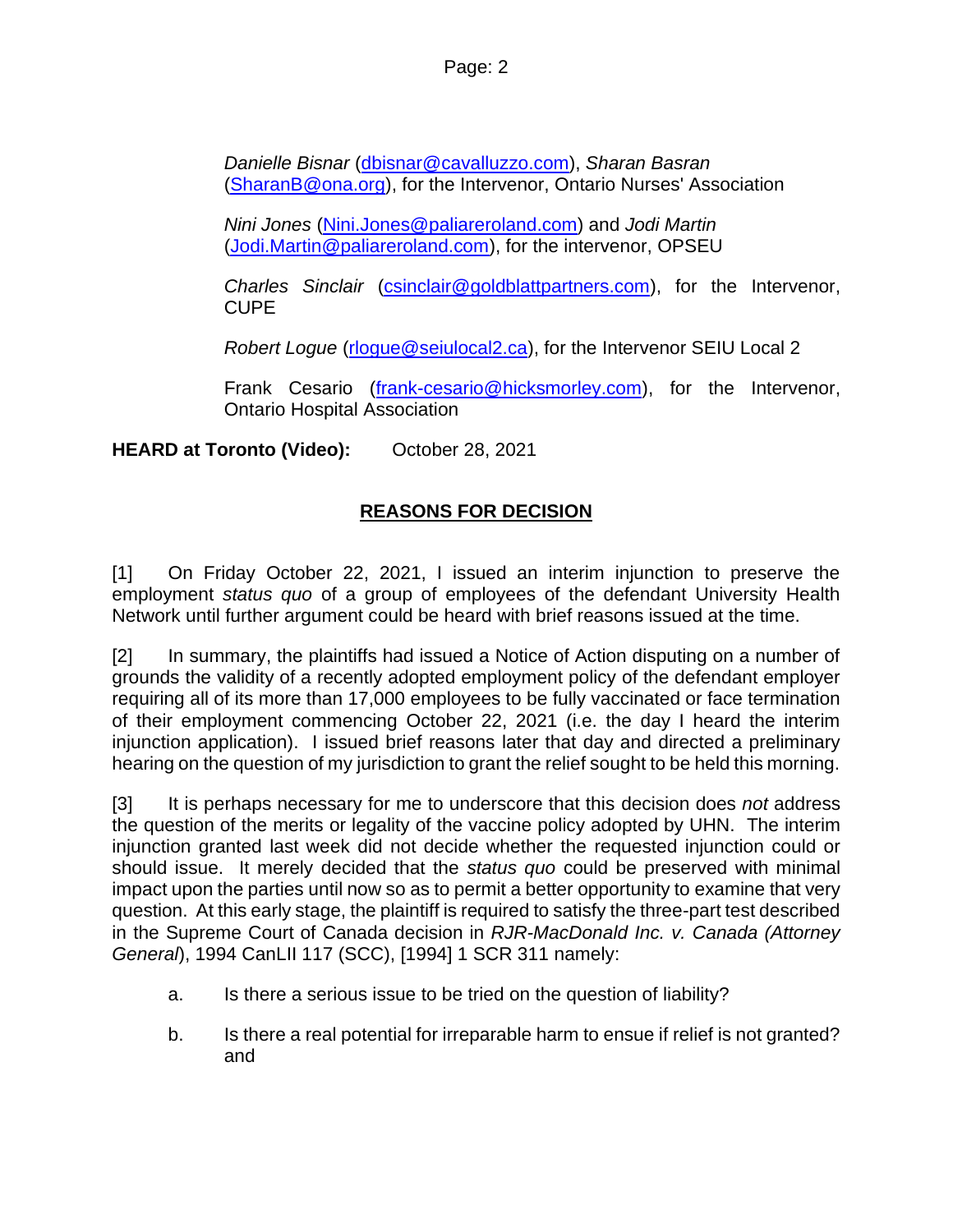*Danielle Bisnar* (dbisnar@cavalluzzo.com), *Sharan Basran* (SharanB@ona.org), for the Intervenor, Ontario Nurses' Association

*Nini Jones* (Nini.Jones@paliareroland.com) and *Jodi Martin* (Jodi.Martin@paliareroland.com), for the intervenor, OPSEU

*Charles Sinclair* (csinclair@goldblattpartners.com), for the Intervenor, CUPE

*Robert Logue* (rlogue@seiulocal2.ca), for the Intervenor SEIU Local 2

Frank Cesario (frank-cesario@hicksmorley.com), for the Intervenor, Ontario Hospital Association

**HEARD at Toronto (Video):** October 28, 2021

## REASONS FOR DECISION

[1] On Friday October 22, 2021, I issued an interim injunction to preserve the employment *status quo* of a group of employees of the defendant University Health Network until further argument could be heard with brief reasons issued at the time.

[2] In summary, the plaintiffs had issued a Notice of Action disputing on a number of grounds the validity of a recently adopted employment policy of the defendant employer requiring all of its more than 17,000 employees to be fully vaccinated or face termination of their employment commencing October 22, 2021 (i.e. the day I heard the interim injunction application). I issued brief reasons later that day and directed a preliminary hearing on the question of my jurisdiction to grant the relief sought to be held this morning.

[3] It is perhaps necessary for me to underscore that this decision does *not* address the question of the merits or legality of the vaccine policy adopted by UHN. The interim injunction granted last week did not decide whether the requested injunction could or should issue. It merely decided that the *status quo* could be preserved with minimal impact upon the parties until now so as to permit a better opportunity to examine that very question. At this early stage, the plaintiff is required to satisfy the three-part test described in the Supreme Court of Canada decision in *RJR-MacDonald Inc. v. Canada (Attorney General*), 1994 CanLII 117 (SCC), [1994] 1 SCR 311 namely:

a. Is there a serious issue to be tried on the question of liability?

b. Is there a real potential for irreparable harm to ensue if relief is not granted? and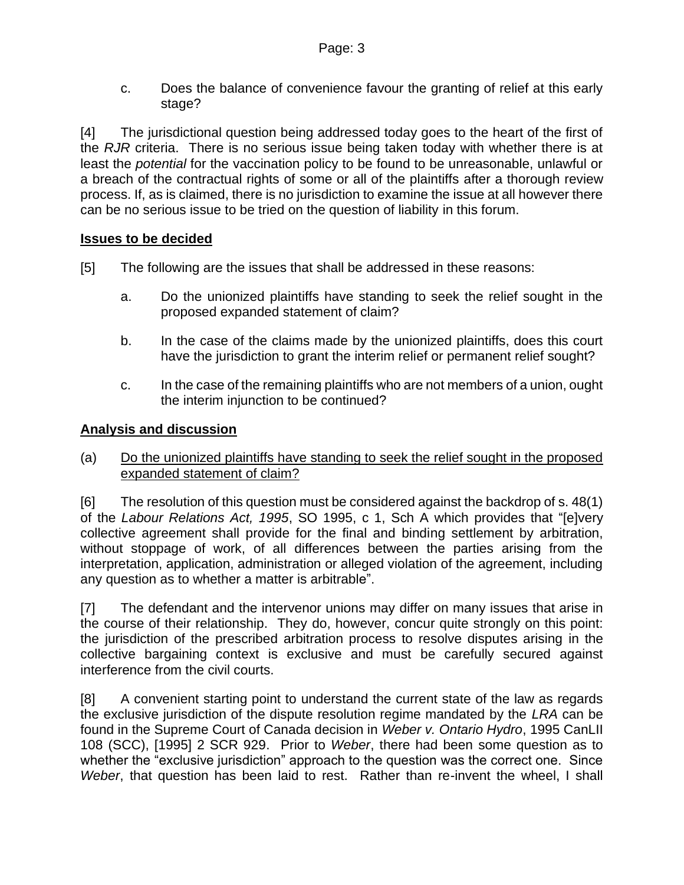c. Does the balance of convenience favour the granting of relief at this early stage?

[4] The jurisdictional question being addressed today goes to the heart of the first of the *RJR* criteria. There is no serious issue being taken today with whether there is at least the *potential* for the vaccination policy to be found to be unreasonable, unlawful or a breach of the contractual rights of some or all of the plaintiffs after a thorough review process. If, as is claimed, there is no jurisdiction to examine the issue at all however there can be no serious issue to be tried on the question of liability in this forum.

## Issues to be decided

[5] The following are the issues that shall be addressed in these reasons:

a. Do the unionized plaintiffs have standing to seek the relief sought in the proposed expanded statement of claim?

b. In the case of the claims made by the unionized plaintiffs, does this court have the jurisdiction to grant the interim relief or permanent relief sought?

c. In the case of the remaining plaintiffs who are not members of a union, ought the interim injunction to be continued?

## Analysis and discussion

### (a) Do the unionized plaintiffs have standing to seek the relief sought in the proposed expanded statement of claim?

[6] The resolution of this question must be considered against the backdrop of s. 48(1) of the *Labour Relations Act, 1995*, SO 1995, c 1, Sch A which provides that "[e]very collective agreement shall provide for the final and binding settlement by arbitration, without stoppage of work, of all differences between the parties arising from the interpretation, application, administration or alleged violation of the agreement, including any question as to whether a matter is arbitrable".

[7] The defendant and the intervenor unions may differ on many issues that arise in the course of their relationship. They do, however, concur quite strongly on this point: the jurisdiction of the prescribed arbitration process to resolve disputes arising in the collective bargaining context is exclusive and must be carefully secured against interference from the civil courts.

[8] A convenient starting point to understand the current state of the law as regards the exclusive jurisdiction of the dispute resolution regime mandated by the *LRA* can be found in the Supreme Court of Canada decision in *Weber v. Ontario Hydro*, 1995 CanLII 108 (SCC), [1995] 2 SCR 929. Prior to *Weber*, there had been some question as to whether the "exclusive jurisdiction" approach to the question was the correct one. Since *Weber*, that question has been laid to rest. Rather than re-invent the wheel, I shall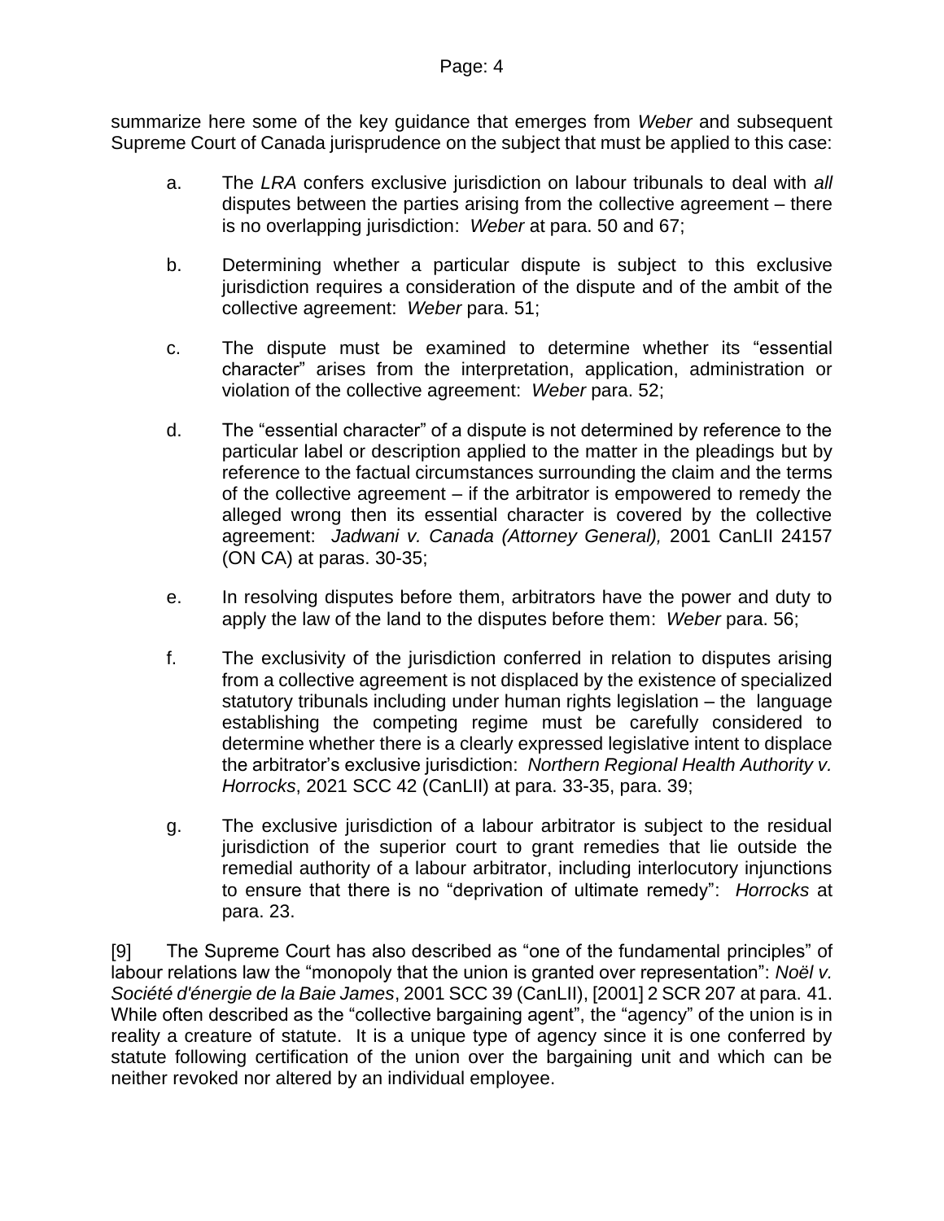summarize here some of the key guidance that emerges from *Weber* and subsequent Supreme Court of Canada jurisprudence on the subject that must be applied to this case:

a. The *LRA* confers exclusive jurisdiction on labour tribunals to deal with *all* disputes between the parties arising from the collective agreement – there is no overlapping jurisdiction: *Weber* at para. 50 and 67;

b. Determining whether a particular dispute is subject to this exclusive jurisdiction requires a consideration of the dispute and of the ambit of the collective agreement: *Weber* para. 51;

c. The dispute must be examined to determine whether its "essential character" arises from the interpretation, application, administration or violation of the collective agreement: *Weber* para. 52;

d. The "essential character" of a dispute is not determined by reference to the particular label or description applied to the matter in the pleadings but by reference to the factual circumstances surrounding the claim and the terms of the collective agreement – if the arbitrator is empowered to remedy the alleged wrong then its essential character is covered by the collective agreement: *Jadwani v. Canada (Attorney General),* 2001 CanLII 24157 (ON CA) at paras. 30-35;

e. In resolving disputes before them, arbitrators have the power and duty to apply the law of the land to the disputes before them: *Weber* para. 56;

f. The exclusivity of the jurisdiction conferred in relation to disputes arising from a collective agreement is not displaced by the existence of specialized statutory tribunals including under human rights legislation – the language establishing the competing regime must be carefully considered to determine whether there is a clearly expressed legislative intent to displace the arbitrator's exclusive jurisdiction: *Northern Regional Health Authority v. Horrocks*, 2021 SCC 42 (CanLII) at para. 33-35, para. 39;

g. The exclusive jurisdiction of a labour arbitrator is subject to the residual jurisdiction of the superior court to grant remedies that lie outside the remedial authority of a labour arbitrator, including interlocutory injunctions to ensure that there is no "deprivation of ultimate remedy": *Horrocks* at para. 23.

[9] The Supreme Court has also described as "one of the fundamental principles" of labour relations law the "monopoly that the union is granted over representation": *Noël v. Société d'énergie de la Baie James*, 2001 SCC 39 (CanLII), [2001] 2 SCR 207 at para. 41. While often described as the "collective bargaining agent", the "agency" of the union is in reality a creature of statute. It is a unique type of agency since it is one conferred by statute following certification of the union over the bargaining unit and which can be neither revoked nor altered by an individual employee.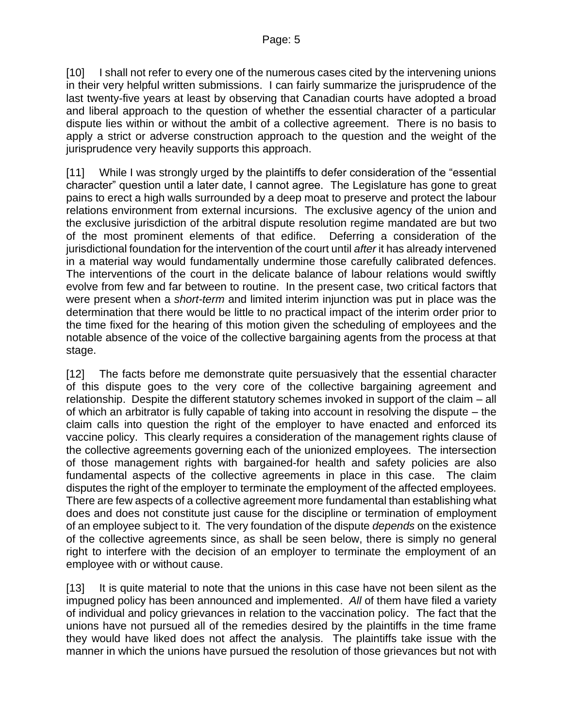[10] I shall not refer to every one of the numerous cases cited by the intervening unions in their very helpful written submissions. I can fairly summarize the jurisprudence of the last twenty-five years at least by observing that Canadian courts have adopted a broad and liberal approach to the question of whether the essential character of a particular dispute lies within or without the ambit of a collective agreement. There is no basis to apply a strict or adverse construction approach to the question and the weight of the jurisprudence very heavily supports this approach.

[11] While I was strongly urged by the plaintiffs to defer consideration of the "essential character" question until a later date, I cannot agree. The Legislature has gone to great pains to erect a high walls surrounded by a deep moat to preserve and protect the labour relations environment from external incursions. The exclusive agency of the union and the exclusive jurisdiction of the arbitral dispute resolution regime mandated are but two of the most prominent elements of that edifice. Deferring a consideration of the jurisdictional foundation for the intervention of the court until *after* it has already intervened in a material way would fundamentally undermine those carefully calibrated defences. The interventions of the court in the delicate balance of labour relations would swiftly evolve from few and far between to routine. In the present case, two critical factors that were present when a *short-term* and limited interim injunction was put in place was the determination that there would be little to no practical impact of the interim order prior to the time fixed for the hearing of this motion given the scheduling of employees and the notable absence of the voice of the collective bargaining agents from the process at that stage.

[12] The facts before me demonstrate quite persuasively that the essential character of this dispute goes to the very core of the collective bargaining agreement and relationship. Despite the different statutory schemes invoked in support of the claim – all of which an arbitrator is fully capable of taking into account in resolving the dispute – the claim calls into question the right of the employer to have enacted and enforced its vaccine policy. This clearly requires a consideration of the management rights clause of the collective agreements governing each of the unionized employees. The intersection of those management rights with bargained-for health and safety policies are also fundamental aspects of the collective agreements in place in this case. The claim disputes the right of the employer to terminate the employment of the affected employees. There are few aspects of a collective agreement more fundamental than establishing what does and does not constitute just cause for the discipline or termination of employment of an employee subject to it. The very foundation of the dispute *depends* on the existence of the collective agreements since, as shall be seen below, there is simply no general right to interfere with the decision of an employer to terminate the employment of an employee with or without cause.

[13] It is quite material to note that the unions in this case have not been silent as the impugned policy has been announced and implemented. *All* of them have filed a variety of individual and policy grievances in relation to the vaccination policy. The fact that the unions have not pursued all of the remedies desired by the plaintiffs in the time frame they would have liked does not affect the analysis. The plaintiffs take issue with the manner in which the unions have pursued the resolution of those grievances but not with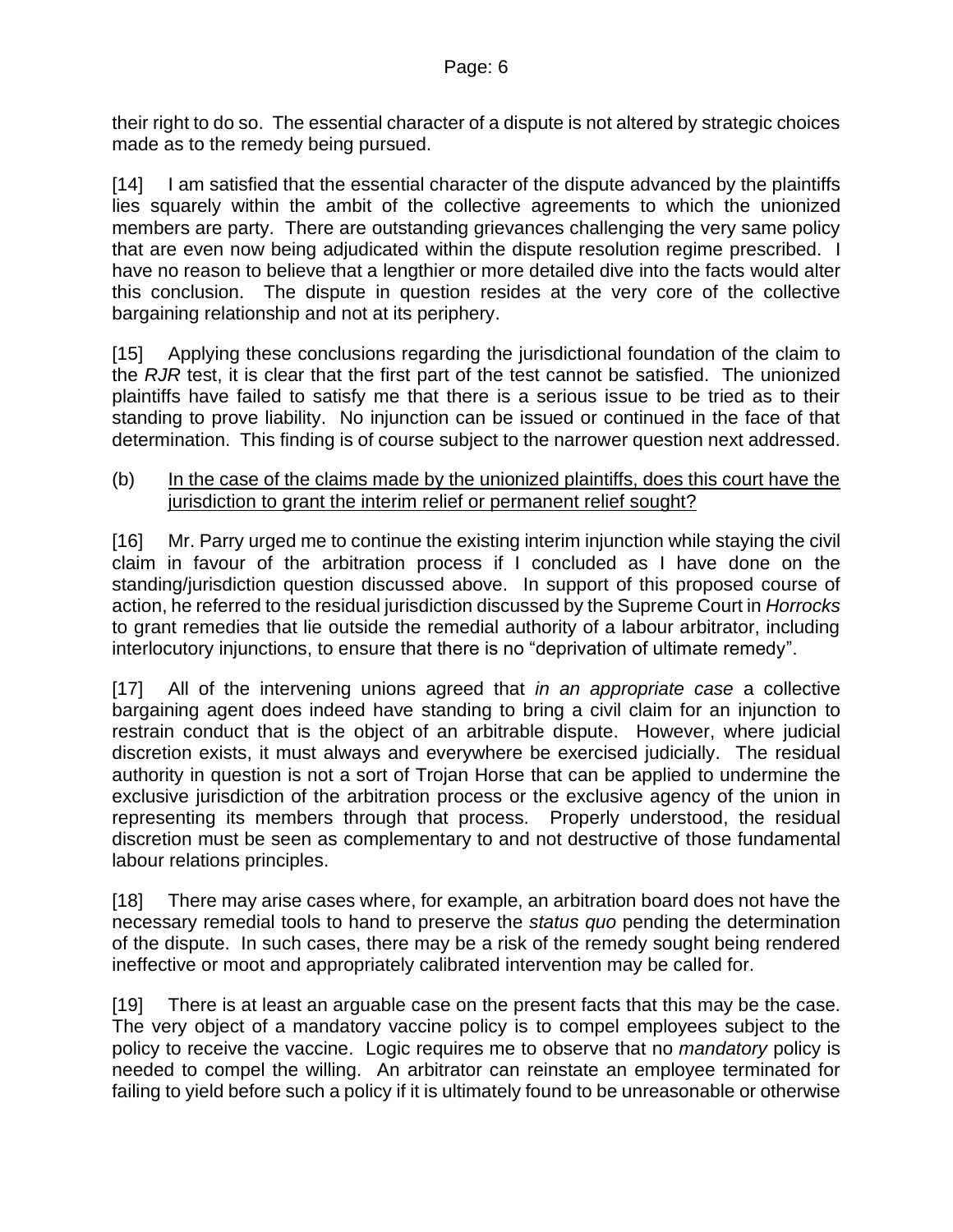their right to do so. The essential character of a dispute is not altered by strategic choices made as to the remedy being pursued.

[14] I am satisfied that the essential character of the dispute advanced by the plaintiffs lies squarely within the ambit of the collective agreements to which the unionized members are party. There are outstanding grievances challenging the very same policy that are even now being adjudicated within the dispute resolution regime prescribed. I have no reason to believe that a lengthier or more detailed dive into the facts would alter this conclusion. The dispute in question resides at the very core of the collective bargaining relationship and not at its periphery.

[15] Applying these conclusions regarding the jurisdictional foundation of the claim to the *RJR* test, it is clear that the first part of the test cannot be satisfied. The unionized plaintiffs have failed to satisfy me that there is a serious issue to be tried as to their standing to prove liability. No injunction can be issued or continued in the face of that determination. This finding is of course subject to the narrower question next addressed.

(b) <u>In the case of the claims made by the unionized plaintiffs, does this court have the jurisdiction to grant the interim relief or permanent relief sought?</u>

[16] Mr. Parry urged me to continue the existing interim injunction while staying the civil claim in favour of the arbitration process if I concluded as I have done on the standing/jurisdiction question discussed above. In support of this proposed course of action, he referred to the residual jurisdiction discussed by the Supreme Court in *Horrocks* to grant remedies that lie outside the remedial authority of a labour arbitrator, including interlocutory injunctions, to ensure that there is no "deprivation of ultimate remedy".

[17] All of the intervening unions agreed that *in an appropriate case* a collective bargaining agent does indeed have standing to bring a civil claim for an injunction to restrain conduct that is the object of an arbitrable dispute. However, where judicial discretion exists, it must always and everywhere be exercised judicially. The residual authority in question is not a sort of Trojan Horse that can be applied to undermine the exclusive jurisdiction of the arbitration process or the exclusive agency of the union in representing its members through that process. Properly understood, the residual discretion must be seen as complementary to and not destructive of those fundamental labour relations principles.

[18] There may arise cases where, for example, an arbitration board does not have the necessary remedial tools to hand to preserve the *status quo* pending the determination of the dispute. In such cases, there may be a risk of the remedy sought being rendered ineffective or moot and appropriately calibrated intervention may be called for.

[19] There is at least an arguable case on the present facts that this may be the case. The very object of a mandatory vaccine policy is to compel employees subject to the policy to receive the vaccine. Logic requires me to observe that no *mandatory* policy is needed to compel the willing. An arbitrator can reinstate an employee terminated for failing to yield before such a policy if it is ultimately found to be unreasonable or otherwise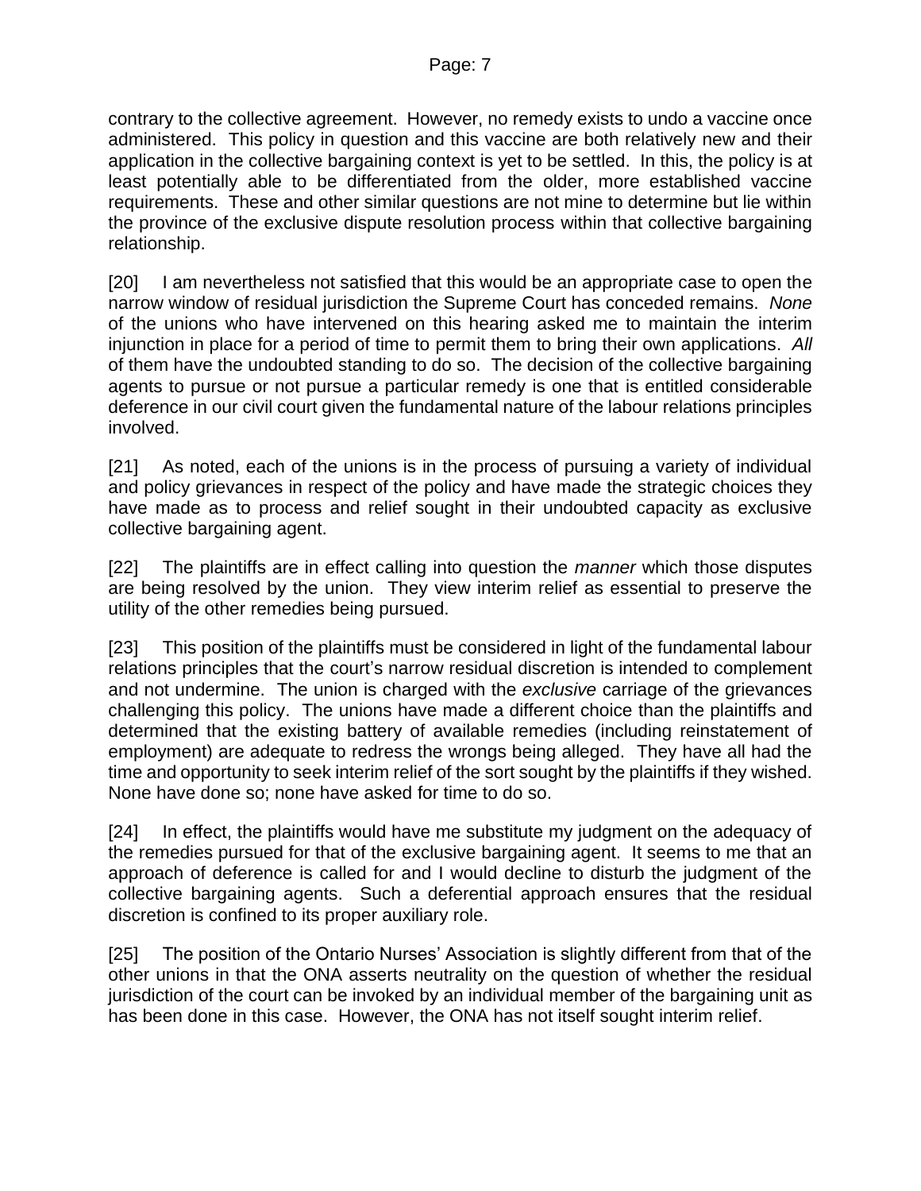contrary to the collective agreement. However, no remedy exists to undo a vaccine once administered. This policy in question and this vaccine are both relatively new and their application in the collective bargaining context is yet to be settled. In this, the policy is at least potentially able to be differentiated from the older, more established vaccine requirements. These and other similar questions are not mine to determine but lie within the province of the exclusive dispute resolution process within that collective bargaining relationship.

[20] I am nevertheless not satisfied that this would be an appropriate case to open the narrow window of residual jurisdiction the Supreme Court has conceded remains. *None* of the unions who have intervened on this hearing asked me to maintain the interim injunction in place for a period of time to permit them to bring their own applications. *All* of them have the undoubted standing to do so. The decision of the collective bargaining agents to pursue or not pursue a particular remedy is one that is entitled considerable deference in our civil court given the fundamental nature of the labour relations principles involved.

[21] As noted, each of the unions is in the process of pursuing a variety of individual and policy grievances in respect of the policy and have made the strategic choices they have made as to process and relief sought in their undoubted capacity as exclusive collective bargaining agent.

[22] The plaintiffs are in effect calling into question the *manner* which those disputes are being resolved by the union. They view interim relief as essential to preserve the utility of the other remedies being pursued.

[23] This position of the plaintiffs must be considered in light of the fundamental labour relations principles that the court's narrow residual discretion is intended to complement and not undermine. The union is charged with the *exclusive* carriage of the grievances challenging this policy. The unions have made a different choice than the plaintiffs and determined that the existing battery of available remedies (including reinstatement of employment) are adequate to redress the wrongs being alleged. They have all had the time and opportunity to seek interim relief of the sort sought by the plaintiffs if they wished. None have done so; none have asked for time to do so.

[24] In effect, the plaintiffs would have me substitute my judgment on the adequacy of the remedies pursued for that of the exclusive bargaining agent. It seems to me that an approach of deference is called for and I would decline to disturb the judgment of the collective bargaining agents. Such a deferential approach ensures that the residual discretion is confined to its proper auxiliary role.

[25] The position of the Ontario Nurses' Association is slightly different from that of the other unions in that the ONA asserts neutrality on the question of whether the residual jurisdiction of the court can be invoked by an individual member of the bargaining unit as has been done in this case. However, the ONA has not itself sought interim relief.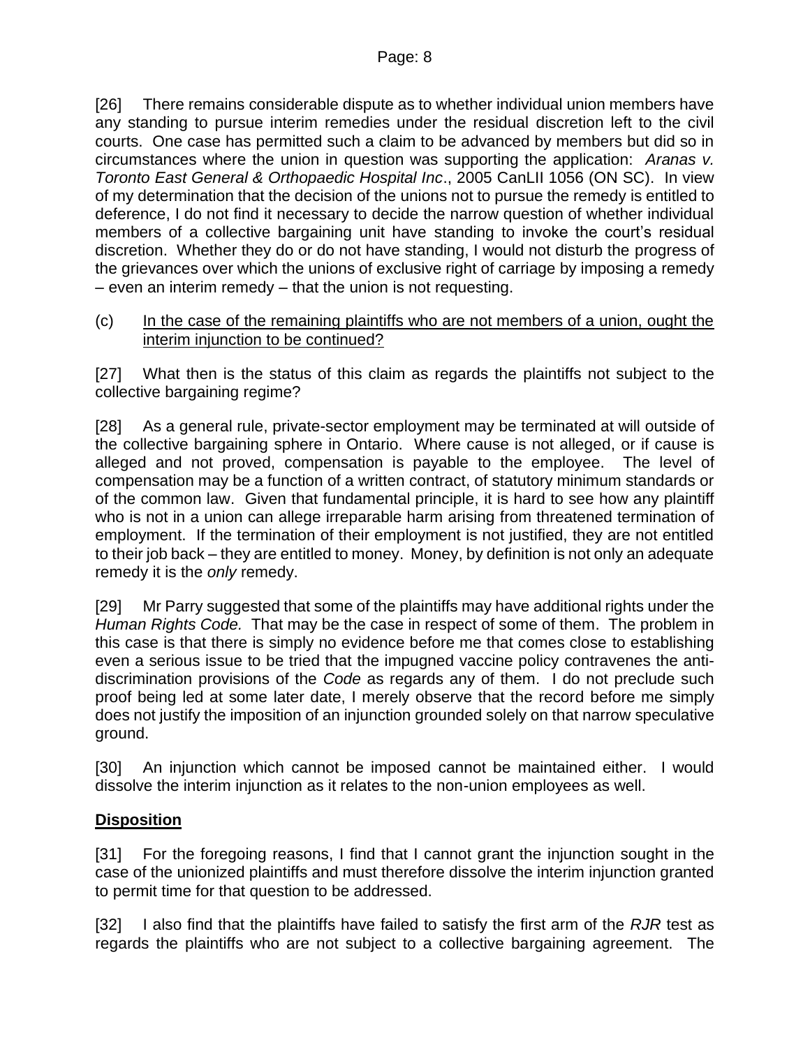[26] There remains considerable dispute as to whether individual union members have any standing to pursue interim remedies under the residual discretion left to the civil courts. One case has permitted such a claim to be advanced by members but did so in circumstances where the union in question was supporting the application: *Aranas v. Toronto East General & Orthopaedic Hospital Inc*., 2005 CanLII 1056 (ON SC). In view of my determination that the decision of the unions not to pursue the remedy is entitled to deference, I do not find it necessary to decide the narrow question of whether individual members of a collective bargaining unit have standing to invoke the court's residual discretion. Whether they do or do not have standing, I would not disturb the progress of the grievances over which the unions of exclusive right of carriage by imposing a remedy – even an interim remedy – that the union is not requesting.

(c) <u>In the case of the remaining plaintiffs who are not members of a union, ought the interim injunction to be continued?</u>

[27] What then is the status of this claim as regards the plaintiffs not subject to the collective bargaining regime?

[28] As a general rule, private-sector employment may be terminated at will outside of the collective bargaining sphere in Ontario. Where cause is not alleged, or if cause is alleged and not proved, compensation is payable to the employee. The level of compensation may be a function of a written contract, of statutory minimum standards or of the common law. Given that fundamental principle, it is hard to see how any plaintiff who is not in a union can allege irreparable harm arising from threatened termination of employment. If the termination of their employment is not justified, they are not entitled to their job back – they are entitled to money. Money, by definition is not only an adequate remedy it is the *only* remedy.

[29] Mr Parry suggested that some of the plaintiffs may have additional rights under the *Human Rights Code.* That may be the case in respect of some of them. The problem in this case is that there is simply no evidence before me that comes close to establishing even a serious issue to be tried that the impugned vaccine policy contravenes the anti-discrimination provisions of the *Code* as regards any of them. I do not preclude such proof being led at some later date, I merely observe that the record before me simply does not justify the imposition of an injunction grounded solely on that narrow speculative ground.

[30] An injunction which cannot be imposed cannot be maintained either. I would dissolve the interim injunction as it relates to the non-union employees as well.

## <u>Disposition</u>

[31] For the foregoing reasons, I find that I cannot grant the injunction sought in the case of the unionized plaintiffs and must therefore dissolve the interim injunction granted to permit time for that question to be addressed.

[32] I also find that the plaintiffs have failed to satisfy the first arm of the *RJR* test as regards the plaintiffs who are not subject to a collective bargaining agreement. The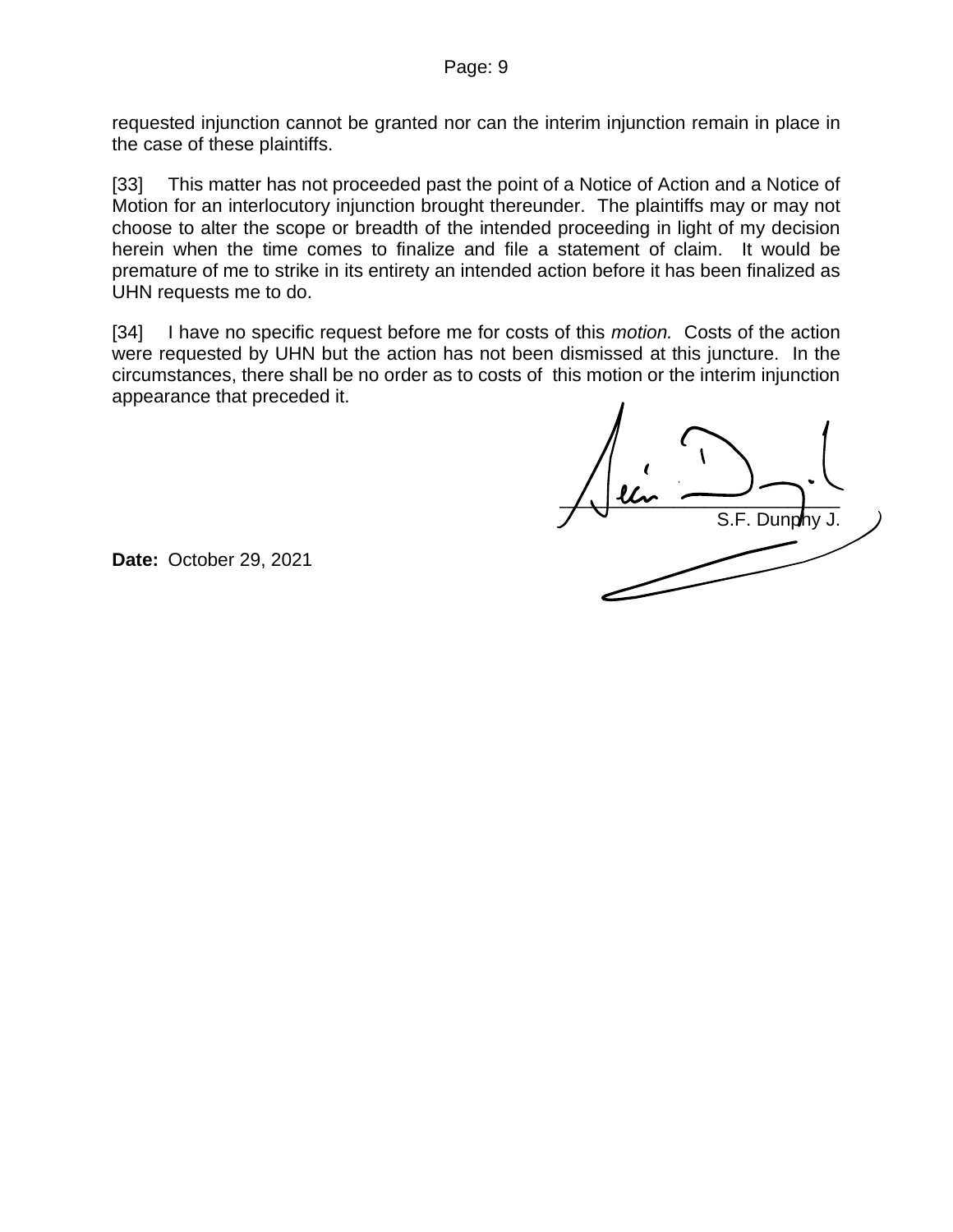requested injunction cannot be granted nor can the interim injunction remain in place in the case of these plaintiffs.

[33] This matter has not proceeded past the point of a Notice of Action and a Notice of Motion for an interlocutory injunction brought thereunder. The plaintiffs may or may not choose to alter the scope or breadth of the intended proceeding in light of my decision herein when the time comes to finalize and file a statement of claim. It would be premature of me to strike in its entirety an intended action before it has been finalized as UHN requests me to do.

[34] I have no specific request before me for costs of this *motion.* Costs of the action were requested by UHN but the action has not been dismissed at this juncture. In the circumstances, there shall be no order as to costs of this motion or the interim injunction appearance that preceded it.

S.F. Dunphy J.

**Date:** October 29, 2021